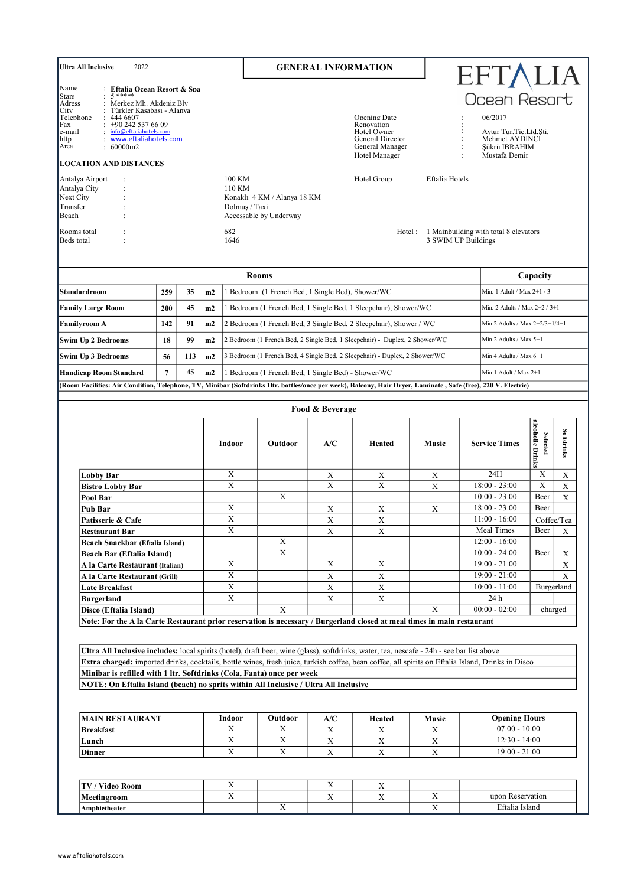**Ultra All Inclusive** 2022

# GENERAL INFORMATION

EFTALIA Ocean Resort

| | | |
|---|---|---|
| Name | : | **Eftalia Ocean Resort & Spa** |
| Stars | : | 5 ***** |
| Adress | : | Merkez Mh. Akdeniz Blv |
| City | : | Türkler Kasabası - Alanya |
| Telephone | : | 444 6607 |
| Fax | : | +90 242 537 66 09 |
| e-mail | : | info@eftaliahotels.com |
| http | : | www.eftaliahotels.com |
| Area | : | 60000m2 |

| | | |
|---|---|---|
| Opening Date | : | 06/2017 |
| Renovation | : | |
| Hotel Owner | : | Aytur Tur.Tic.Ltd.Sti. |
| General Director | : | Mehmet AYDINCI |
| General Manager | : | Şükrü IBRAHIM |
| Hotel Manager | : | Mustafa Demir |

## LOCATION AND DISTANCES

| | | |
|---|---|---|
| Antalya Airport | : | 100 KM |
| Antalya City | : | 110 KM |
| Next City | : | Konaklı 4 KM / Alanya 18 KM |
| Transfer | : | Dolmuş / Taxi |
| Beach | : | Accessable by Underway |

Hotel Group: Eftalia Hotels

| | | |
|---|---|---|
| Rooms total | : | 682 |
| Beds total | : | 1646 |

Hotel : 1 Mainbuilding with total 8 elevators; 3 SWIM UP Buildings

| Rooms | | | | | Capacity |
|---|---|---|---|---|---|
| **Standardroom** | 259 | 35 | m2 | 1 Bedroom (1 French Bed, 1 Single Bed), Shower/WC | Min. 1 Adult / Max 2+1 / 3 |
| **Family Large Room** | 200 | 45 | m2 | 1 Bedroom (1 French Bed, 1 Single Bed, 1 Sleepchair), Shower/WC | Min. 2 Adults / Max 2+2 / 3+1 |
| **Familyroom A** | 142 | 91 | m2 | 2 Bedroom (1 French Bed, 3 Single Bed, 2 Sleepchair), Shower / WC | Min 2 Adults / Max 2+2/3+1/4+1 |
| **Swim Up 2 Bedrooms** | 18 | 99 | m2 | 2 Bedroom (1 French Bed, 2 Single Bed, 1 Sleepchair) - Duplex, 2 Shower/WC | Min 2 Adults / Max 5+1 |
| **Swim Up 3 Bedrooms** | 56 | 113 | m2 | 3 Bedroom (1 French Bed, 4 Single Bed, 2 Sleepchair) - Duplex, 2 Shower/WC | Min 4 Adults / Max 6+1 |
| **Handicap Room Standard** | 7 | 45 | m2 | 1 Bedroom (1 French Bed, 1 Single Bed) - Shower/WC | Min 1 Adult / Max 2+1 |

**(Room Facilities: Air Condition, Telephone, TV, Minibar (Softdrinks 1ltr. bottles/once per week), Balcony, Hair Dryer, Laminate , Safe (free), 220 V. Electric)**

## Food & Beverage

| | Indoor | Outdoor | A/C | Heated | Music | Service Times | Selected alcoholic Drinks | Softdrinks |
|---|---|---|---|---|---|---|---|---|
| **Lobby Bar** | X | | X | X | X | 24H | X | X |
| **Bistro Lobby Bar** | X | | X | X | X | 18:00 - 23:00 | X | X |
| **Pool Bar** | | X | | | | 10:00 - 23:00 | Beer | X |
| **Pub Bar** | X | | X | X | X | 18:00 - 23:00 | Beer | |
| **Patisserie & Cafe** | X | | X | X | | 11:00 - 16:00 | Coffee/Tea | |
| **Restaurant Bar** | X | | X | X | | Meal Times | Beer | X |
| **Beach Snackbar (Eftalia Island)** | | X | | | | 12:00 - 16:00 | | |
| **Beach Bar (Eftalia Island)** | | X | | | | 10:00 - 24:00 | Beer | X |
| **A la Carte Restaurant (Italian)** | X | | X | X | | 19:00 - 21:00 | | X |
| **A la Carte Restaurant (Grill)** | X | | X | X | | 19:00 - 21:00 | | X |
| **Late Breakfast** | X | | X | X | | 10:00 - 11:00 | Burgerland | |
| **Burgerland** | X | | X | X | | 24 h | | |
| **Disco (Eftalia Island)** | | X | | | X | 00:00 - 02:00 | charged | |

**Note: For the A la Carte Restaurant prior reservation is necessary / Burgerland closed at meal times in main restaurant**

**Ultra All Inclusive includes:** local spirits (hotel), draft beer, wine (glass), softdrinks, water, tea, nescafe - 24h - see bar list above
**Extra charged:** imported drinks, cocktails, bottle wines, fresh juice, turkish coffee, bean coffee, all spirits on Eftalia Island, Drinks in Disco
**Minibar is refilled with 1 ltr. Softdrinks (Cola, Fanta) once per week**
**NOTE: On Eftalia Island (beach) no sprits within All Inclusive / Ultra All Inclusive**

| MAIN RESTAURANT | Indoor | Outdoor | A/C | Heated | Music | Opening Hours |
|---|---|---|---|---|---|---|
| **Breakfast** | X | X | X | X | X | 07:00 - 10:00 |
| **Lunch** | X | X | X | X | X | 12:30 - 14:00 |
| **Dinner** | X | X | X | X | X | 19:00 - 21:00 |

| | Indoor | Outdoor | A/C | Heated | Music | |
|---|---|---|---|---|---|---|
| **TV / Video Room** | X | | X | X | | |
| **Meetingroom** | X | | X | X | X | upon Reservation |
| **Amphietheater** | | X | | | X | Eftalia Island |

www.eftaliahotels.com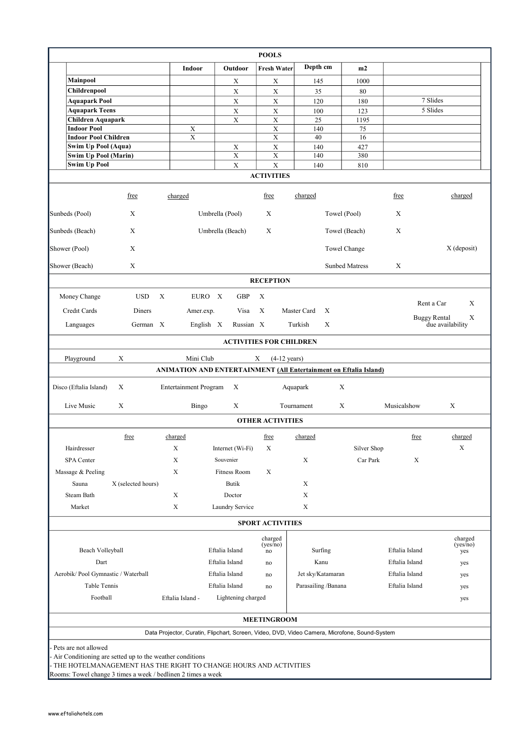## POOLS

| | Indoor | Outdoor | Fresh Water | Depth cm | m2 | |
|---|---|---|---|---|---|---|
| **Mainpool** | | X | X | 145 | 1000 | |
| **Childrenpool** | | X | X | 35 | 80 | |
| **Aquapark Pool** | | X | X | 120 | 180 | 7 Slides |
| **Aquapark Teens** | | X | X | 100 | 123 | 5 Slides |
| **Children Aquapark** | | X | X | 25 | 1195 | |
| **Indoor Pool** | X | | X | 140 | 75 | |
| **Indoor Pool Children** | X | | X | 40 | 16 | |
| **Swim Up Pool (Aqua)** | | X | X | 140 | 427 | |
| **Swim Up Pool (Marin)** | | X | X | 140 | 380 | |
| **Swim Up Pool** | | X | X | 140 | 810 | |

## ACTIVITIES

| | free | charged | | free | charged | | free | charged |
|---|---|---|---|---|---|---|---|---|
| Sunbeds (Pool) | X | | Umbrella (Pool) | X | | Towel (Pool) | X | |
| Sunbeds (Beach) | X | | Umbrella (Beach) | X | | Towel (Beach) | X | |
| Shower (Pool) | X | | | | | Towel Change | | X (deposit) |
| Shower (Beach) | X | | | | | Sunbed Matress | X | |

## RECEPTION

| | | | | | | | | |
|---|---|---|---|---|---|---|---|---|
| Money Change | USD X | EURO X | GBP X | | | | | |
| Credit Cards | Diners | Amer.exp. | Visa X | Master Card X | | Rent a Car | X |
| Languages | German X | English X | Russian X | Turkish X | | Buggy Rental due availability | X |

## ACTIVITIES FOR CHILDREN

| | | | | |
|---|---|---|---|---|
| Playground | X | Mini Club | X | (4-12 years) |

## ANIMATION AND ENTERTAINMENT (All Entertainment on Eftalia Island)

| | | | | | | | |
|---|---|---|---|---|---|---|---|
| Disco (Eftalia Island) | X | Entertainment Program | X | Aquapark | X | | |
| Live Music | X | Bingo | X | Tournament | X | Musicalshow | X |

## OTHER ACTIVITIES

| | free | charged | | free | charged | | free | charged |
|---|---|---|---|---|---|---|---|---|
| Hairdresser | | X | Internet (Wi-Fi) | X | | Silver Shop | | X |
| SPA Center | | X | Souvenier | | X | Car Park | X | |
| Massage & Peeling | | X | Fitness Room | X | | | | |
| Sauna | X (selected hours) | | Butik | | X | | | |
| Steam Bath | | X | Doctor | | X | | | |
| Market | | X | Laundry Service | | X | | | |

## SPORT ACTIVITIES

| | | charged (yes/no) | | | charged (yes/no) |
|---|---|---|---|---|---|
| Beach Volleyball | Eftalia Island | no | Surfing | Eftalia Island | yes |
| Dart | Eftalia Island | no | Kanu | Eftalia Island | yes |
| Aerobik/ Pool Gymnastic / Waterball | Eftalia Island | no | Jet sky/Katamaran | Eftalia Island | yes |
| Table Tennis | Eftalia Island | no | Parasailing /Banana | Eftalia Island | yes |
| Football | Eftalia Island - Lightening charged | | | | yes |

## MEETINGROOM

Data Projector, Curatin, Flipchart, Screen, Video, DVD, Video Camera, Microfone, Sound-System

- Pets are not allowed
- Air Conditioning are setted up to the weather conditions
- THE HOTELMANAGEMENT HAS THE RIGHT TO CHANGE HOURS AND ACTIVITIES

Rooms: Towel change 3 times a week / bedlinen 2 times a week

www.eftaliahotels.com